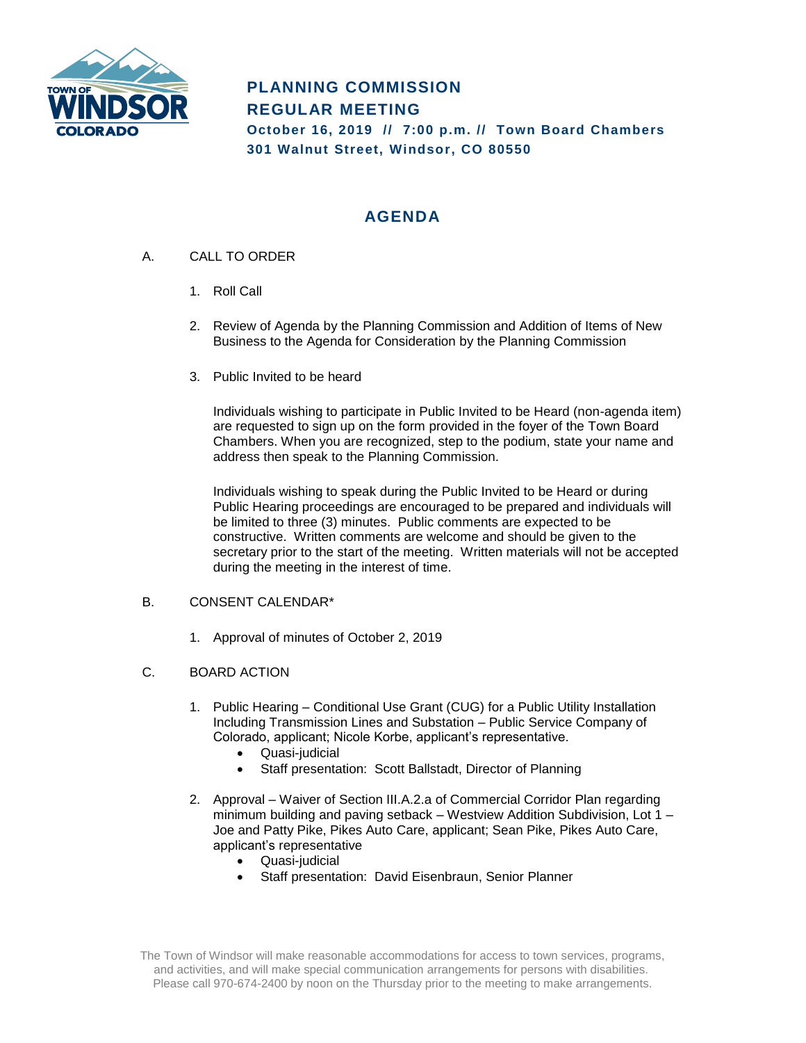# PLANNING COMMISSION REGULAR MEETING

**October 16, 2019 // 7:00 p.m. // Town Board Chambers**
**301 Walnut Street, Windsor, CO 80550**

## AGENDA

A. CALL TO ORDER

1. Roll Call

2. Review of Agenda by the Planning Commission and Addition of Items of New Business to the Agenda for Consideration by the Planning Commission

3. Public Invited to be heard

   Individuals wishing to participate in Public Invited to be Heard (non-agenda item) are requested to sign up on the form provided in the foyer of the Town Board Chambers. When you are recognized, step to the podium, state your name and address then speak to the Planning Commission.

   Individuals wishing to speak during the Public Invited to be Heard or during Public Hearing proceedings are encouraged to be prepared and individuals will be limited to three (3) minutes. Public comments are expected to be constructive. Written comments are welcome and should be given to the secretary prior to the start of the meeting. Written materials will not be accepted during the meeting in the interest of time.

B. CONSENT CALENDAR*

1. Approval of minutes of October 2, 2019

C. BOARD ACTION

1. Public Hearing – Conditional Use Grant (CUG) for a Public Utility Installation Including Transmission Lines and Substation – Public Service Company of Colorado, applicant; Nicole Korbe, applicant's representative.
   - Quasi-judicial
   - Staff presentation: Scott Ballstadt, Director of Planning

2. Approval – Waiver of Section III.A.2.a of Commercial Corridor Plan regarding minimum building and paving setback – Westview Addition Subdivision, Lot 1 – Joe and Patty Pike, Pikes Auto Care, applicant; Sean Pike, Pikes Auto Care, applicant's representative
   - Quasi-judicial
   - Staff presentation: David Eisenbraun, Senior Planner

The Town of Windsor will make reasonable accommodations for access to town services, programs, and activities, and will make special communication arrangements for persons with disabilities. Please call 970-674-2400 by noon on the Thursday prior to the meeting to make arrangements.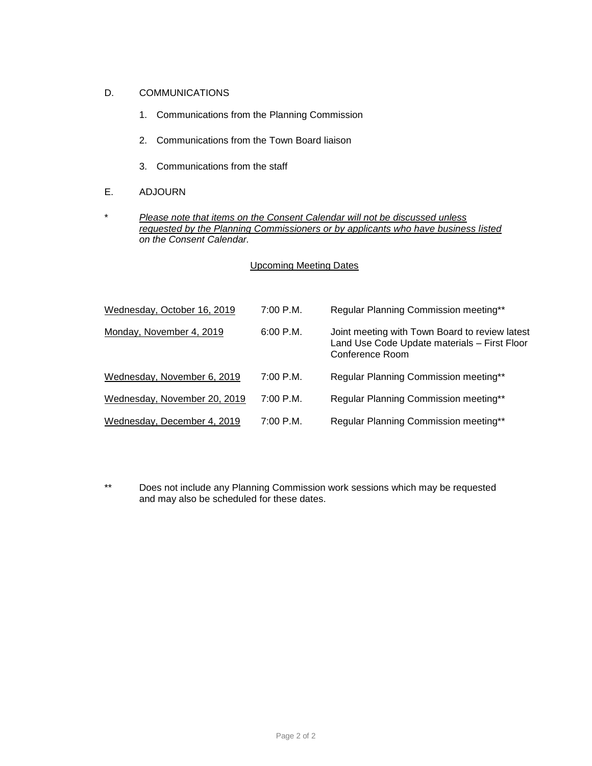D. COMMUNICATIONS

1. Communications from the Planning Commission

2. Communications from the Town Board liaison

3. Communications from the staff

E. ADJOURN

\* *Please note that items on the Consent Calendar will not be discussed unless requested by the Planning Commissioners or by applicants who have business listed on the Consent Calendar.*

Upcoming Meeting Dates

| | | |
|---|---|---|
| Wednesday, October 16, 2019 | 7:00 P.M. | Regular Planning Commission meeting** |
| Monday, November 4, 2019 | 6:00 P.M. | Joint meeting with Town Board to review latest Land Use Code Update materials – First Floor Conference Room |
| Wednesday, November 6, 2019 | 7:00 P.M. | Regular Planning Commission meeting** |
| Wednesday, November 20, 2019 | 7:00 P.M. | Regular Planning Commission meeting** |
| Wednesday, December 4, 2019 | 7:00 P.M. | Regular Planning Commission meeting** |

\*\* Does not include any Planning Commission work sessions which may be requested and may also be scheduled for these dates.